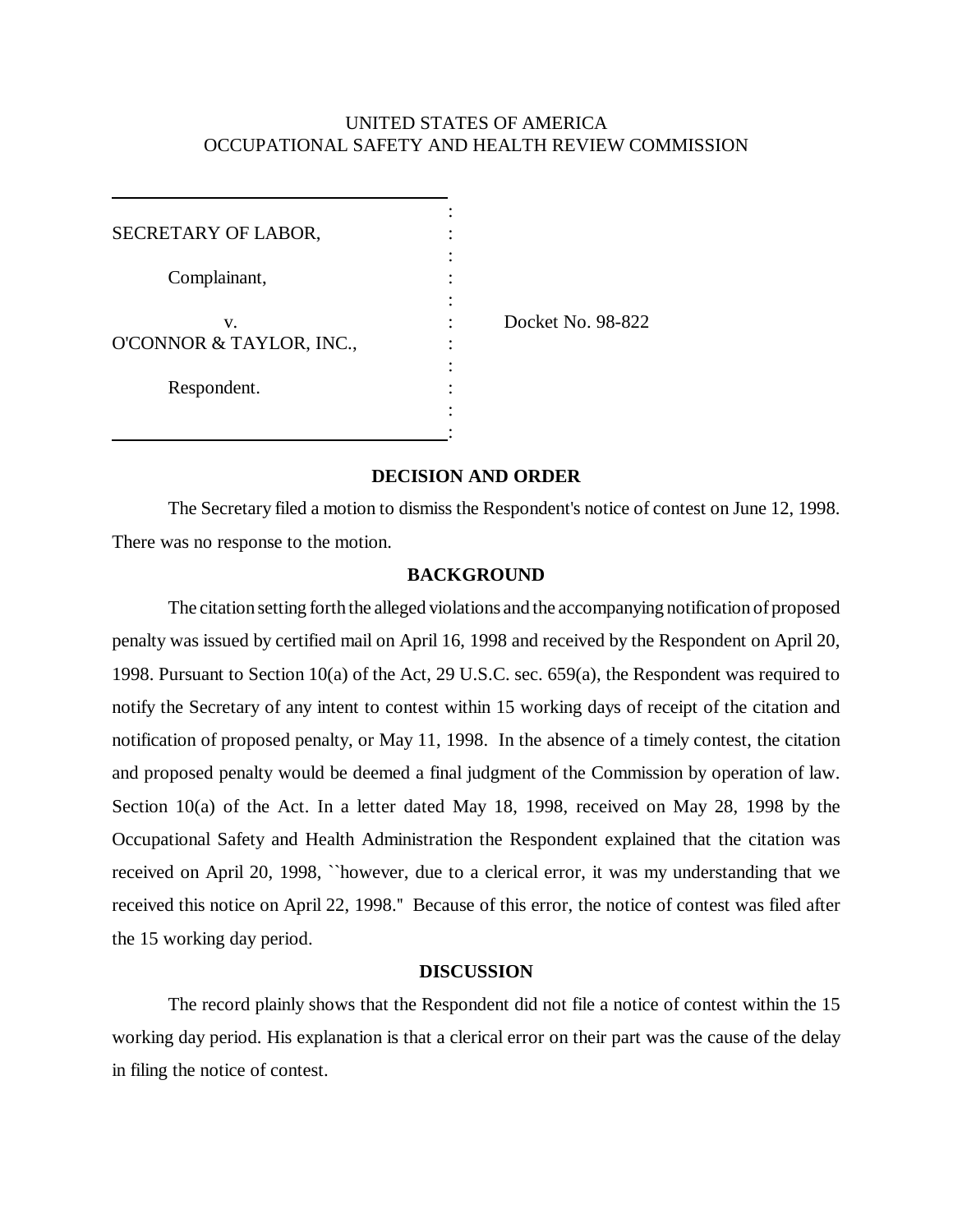UNITED STATES OF AMERICA
OCCUPATIONAL SAFETY AND HEALTH REVIEW COMMISSION

SECRETARY OF LABOR,

Complainant,

v.

O'CONNOR & TAYLOR, INC.,

Respondent.

Docket No. 98-822

**DECISION AND ORDER**

The Secretary filed a motion to dismiss the Respondent's notice of contest on June 12, 1998. There was no response to the motion.

**BACKGROUND**

The citation setting forth the alleged violations and the accompanying notification of proposed penalty was issued by certified mail on April 16, 1998 and received by the Respondent on April 20, 1998. Pursuant to Section 10(a) of the Act, 29 U.S.C. sec. 659(a), the Respondent was required to notify the Secretary of any intent to contest within 15 working days of receipt of the citation and notification of proposed penalty, or May 11, 1998. In the absence of a timely contest, the citation and proposed penalty would be deemed a final judgment of the Commission by operation of law. Section 10(a) of the Act. In a letter dated May 18, 1998, received on May 28, 1998 by the Occupational Safety and Health Administration the Respondent explained that the citation was received on April 20, 1998, ``however, due to a clerical error, it was my understanding that we received this notice on April 22, 1998." Because of this error, the notice of contest was filed after the 15 working day period.

**DISCUSSION**

The record plainly shows that the Respondent did not file a notice of contest within the 15 working day period. His explanation is that a clerical error on their part was the cause of the delay in filing the notice of contest.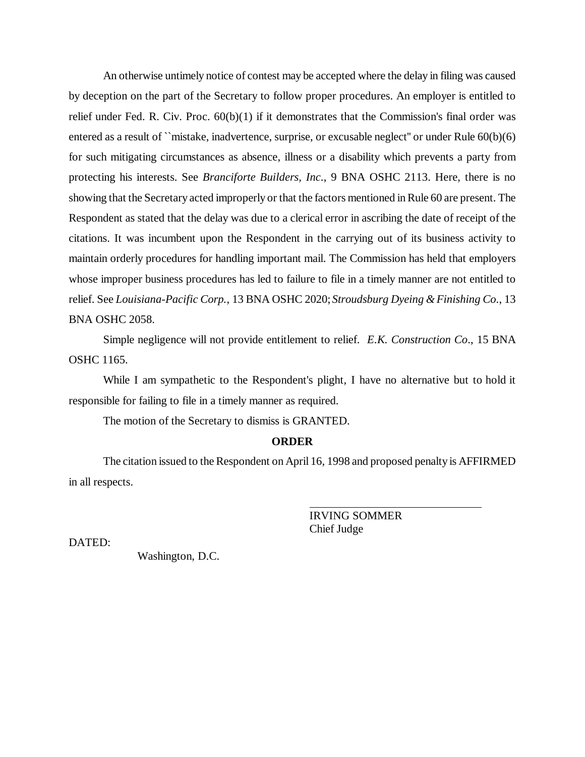An otherwise untimely notice of contest may be accepted where the delay in filing was caused by deception on the part of the Secretary to follow proper procedures. An employer is entitled to relief under Fed. R. Civ. Proc. 60(b)(1) if it demonstrates that the Commission's final order was entered as a result of ``mistake, inadvertence, surprise, or excusable neglect'' or under Rule 60(b)(6) for such mitigating circumstances as absence, illness or a disability which prevents a party from protecting his interests. See *Branciforte Builders, Inc.*, 9 BNA OSHC 2113. Here, there is no showing that the Secretary acted improperly or that the factors mentioned in Rule 60 are present. The Respondent as stated that the delay was due to a clerical error in ascribing the date of receipt of the citations. It was incumbent upon the Respondent in the carrying out of its business activity to maintain orderly procedures for handling important mail. The Commission has held that employers whose improper business procedures has led to failure to file in a timely manner are not entitled to relief. See *Louisiana-Pacific Corp.*, 13 BNA OSHC 2020; *Stroudsburg Dyeing & Finishing Co.*, 13 BNA OSHC 2058.

Simple negligence will not provide entitlement to relief. *E.K. Construction Co*., 15 BNA OSHC 1165.

While I am sympathetic to the Respondent's plight, I have no alternative but to hold it responsible for failing to file in a timely manner as required.

The motion of the Secretary to dismiss is GRANTED.

**ORDER**

The citation issued to the Respondent on April 16, 1998 and proposed penalty is AFFIRMED in all respects.

IRVING SOMMER
Chief Judge

DATED:

Washington, D.C.